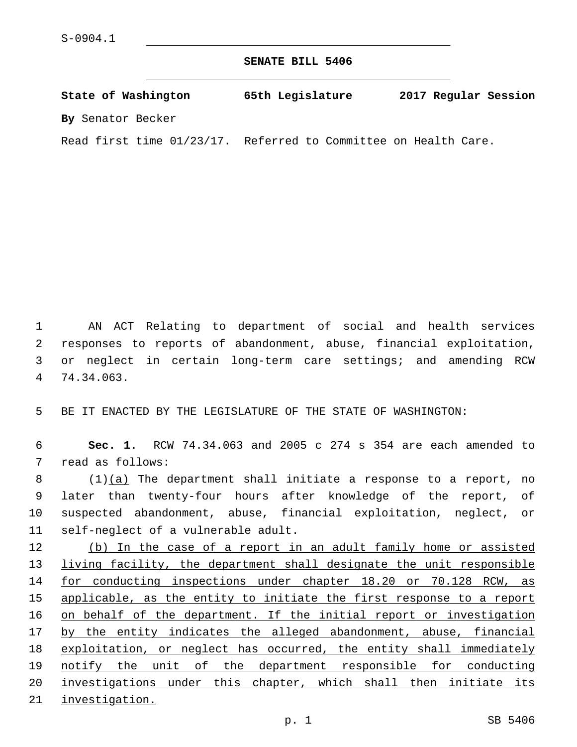S-0904.1

# SENATE BILL 5406

**State of Washington 65th Legislature 2017 Regular Session**

**By** Senator Becker

Read first time 01/23/17. Referred to Committee on Health Care.

AN ACT Relating to department of social and health services responses to reports of abandonment, abuse, financial exploitation, or neglect in certain long-term care settings; and amending RCW 74.34.063.

BE IT ENACTED BY THE LEGISLATURE OF THE STATE OF WASHINGTON:

**Sec. 1.** RCW 74.34.063 and 2005 c 274 s 354 are each amended to read as follows:

(1)<u>(a)</u> The department shall initiate a response to a report, no later than twenty-four hours after knowledge of the report, of suspected abandonment, abuse, financial exploitation, neglect, or self-neglect of a vulnerable adult.

<u>(b) In the case of a report in an adult family home or assisted living facility, the department shall designate the unit responsible for conducting inspections under chapter 18.20 or 70.128 RCW, as applicable, as the entity to initiate the first response to a report on behalf of the department. If the initial report or investigation by the entity indicates the alleged abandonment, abuse, financial exploitation, or neglect has occurred, the entity shall immediately notify the unit of the department responsible for conducting investigations under this chapter, which shall then initiate its investigation.</u>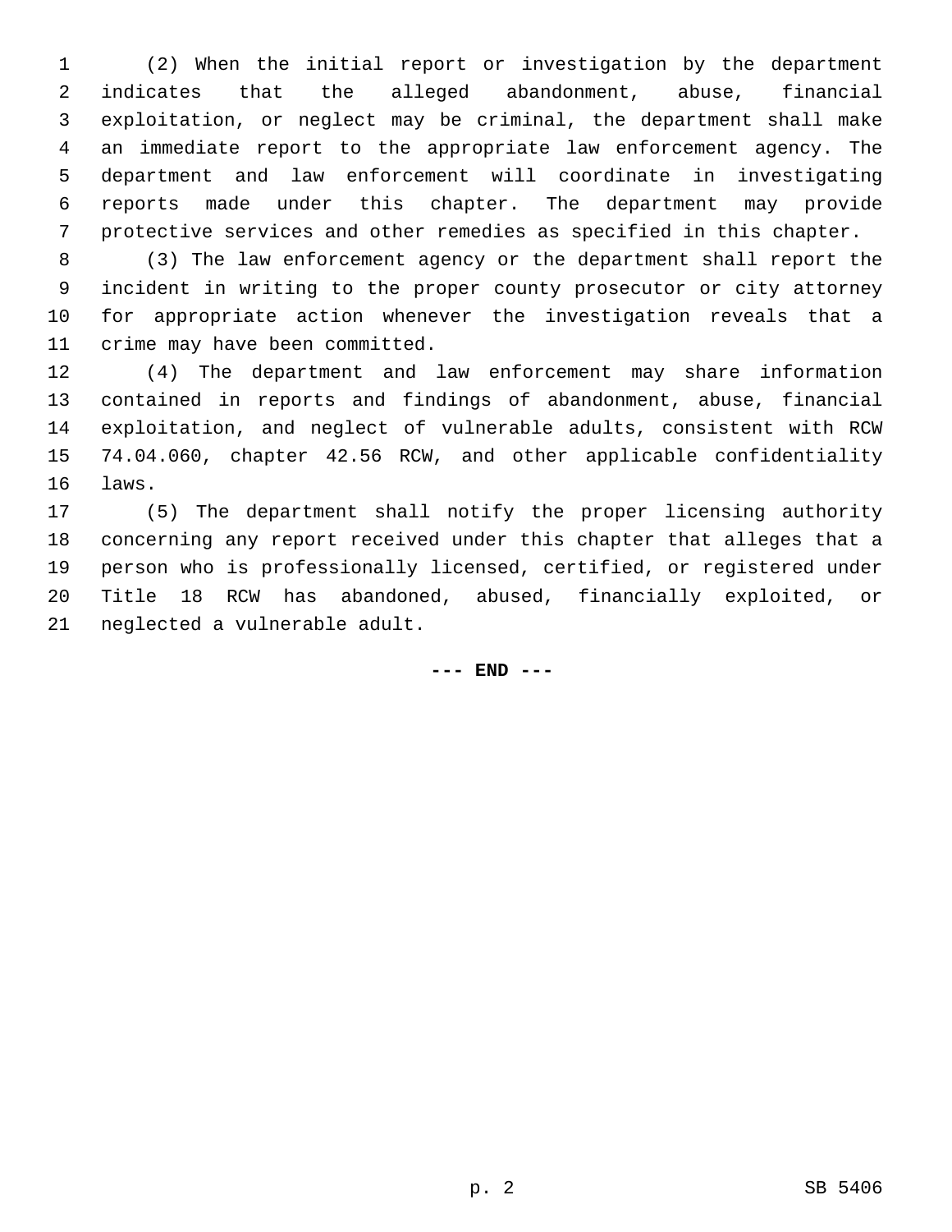(2) When the initial report or investigation by the department indicates that the alleged abandonment, abuse, financial exploitation, or neglect may be criminal, the department shall make an immediate report to the appropriate law enforcement agency. The department and law enforcement will coordinate in investigating reports made under this chapter. The department may provide protective services and other remedies as specified in this chapter.

(3) The law enforcement agency or the department shall report the incident in writing to the proper county prosecutor or city attorney for appropriate action whenever the investigation reveals that a crime may have been committed.

(4) The department and law enforcement may share information contained in reports and findings of abandonment, abuse, financial exploitation, and neglect of vulnerable adults, consistent with RCW 74.04.060, chapter 42.56 RCW, and other applicable confidentiality laws.

(5) The department shall notify the proper licensing authority concerning any report received under this chapter that alleges that a person who is professionally licensed, certified, or registered under Title 18 RCW has abandoned, abused, financially exploited, or neglected a vulnerable adult.

**--- END ---**